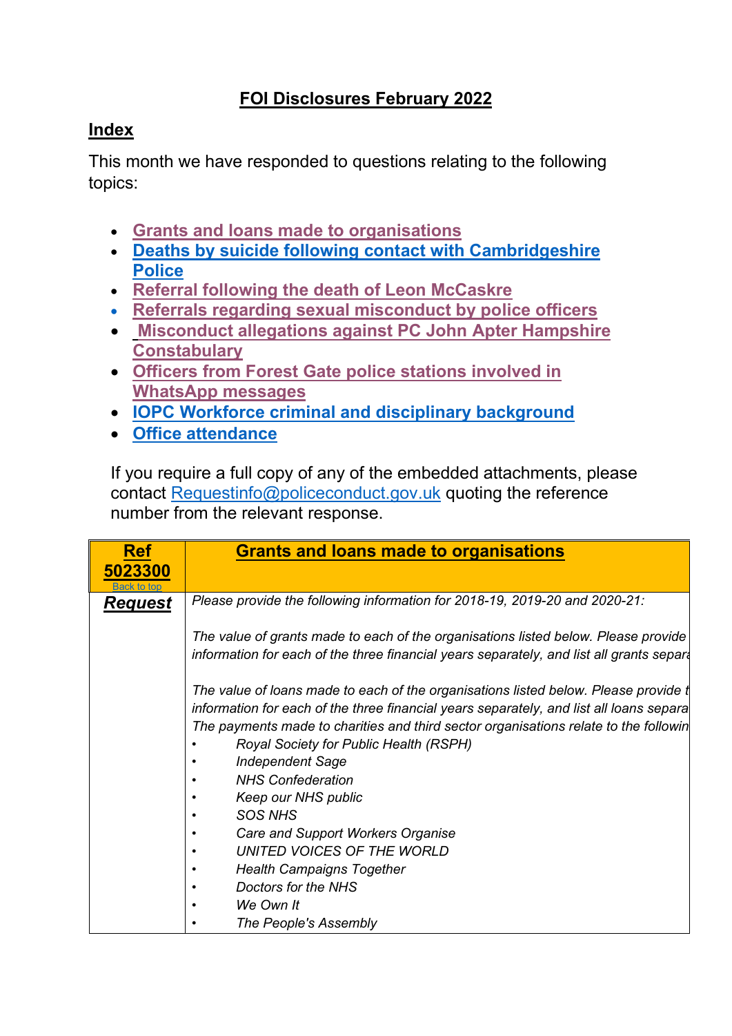# FOI Disclosures February 2022

## Index

This month we have responded to questions relating to the following topics:

- Grants and loans made to organisations
- Deaths by suicide following contact with Cambridgeshire Police
- Referral following the death of Leon McCaskre
- Referrals regarding sexual misconduct by police officers
- Misconduct allegations against PC John Apter Hampshire Constabulary
- Officers from Forest Gate police stations involved in WhatsApp messages
- IOPC Workforce criminal and disciplinary background
- Office attendance

If you require a full copy of any of the embedded attachments, please contact Requestinfo@policeconduct.gov.uk quoting the reference number from the relevant response.

| **Ref 5023300** Back to top | **Grants and loans made to organisations** |
|---|---|
| ***Request*** | *Please provide the following information for 2018-19, 2019-20 and 2020-21:*<br><br>*The value of grants made to each of the organisations listed below. Please provide information for each of the three financial years separately, and list all grants separa*<br><br>*The value of loans made to each of the organisations listed below. Please provide t information for each of the three financial years separately, and list all loans separa The payments made to charities and third sector organisations relate to the followin*<br>• *Royal Society for Public Health (RSPH)*<br>• *Independent Sage*<br>• *NHS Confederation*<br>• *Keep our NHS public*<br>• *SOS NHS*<br>• *Care and Support Workers Organise*<br>• *UNITED VOICES OF THE WORLD*<br>• *Health Campaigns Together*<br>• *Doctors for the NHS*<br>• *We Own It*<br>• *The People's Assembly* |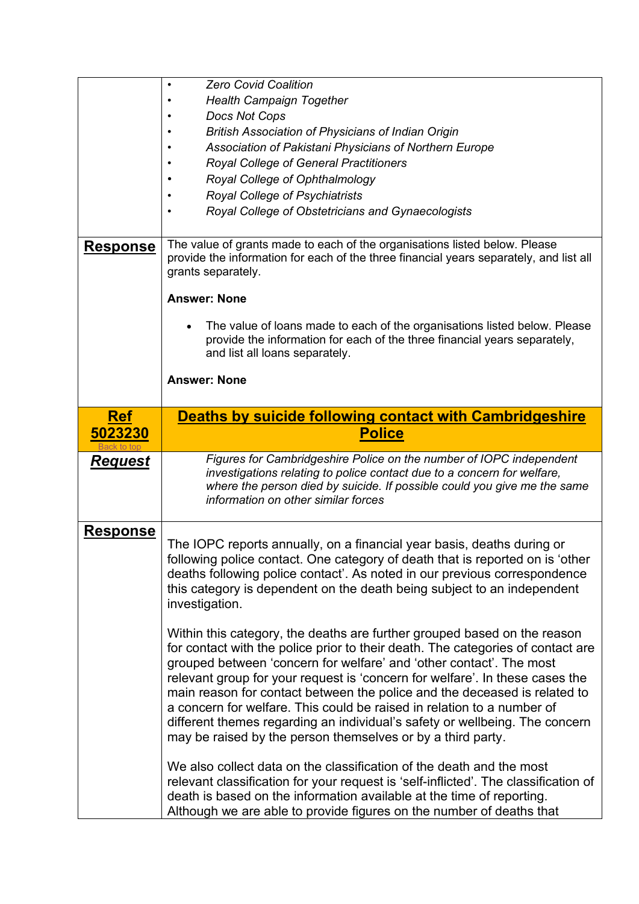- *Zero Covid Coalition*
- *Health Campaign Together*
- *Docs Not Cops*
- *British Association of Physicians of Indian Origin*
- *Association of Pakistani Physicians of Northern Europe*
- *Royal College of General Practitioners*
- *Royal College of Ophthalmology*
- *Royal College of Psychiatrists*
- *Royal College of Obstetricians and Gynaecologists*

**Response**

The value of grants made to each of the organisations listed below. Please provide the information for each of the three financial years separately, and list all grants separately.

**Answer: None**

- The value of loans made to each of the organisations listed below. Please provide the information for each of the three financial years separately, and list all loans separately.

**Answer: None**

## Ref 5023230 – Deaths by suicide following contact with Cambridgeshire Police

Back to top

***Request***

*Figures for Cambridgeshire Police on the number of IOPC independent investigations relating to police contact due to a concern for welfare, where the person died by suicide. If possible could you give me the same information on other similar forces*

**Response**

The IOPC reports annually, on a financial year basis, deaths during or following police contact. One category of death that is reported on is 'other deaths following police contact'. As noted in our previous correspondence this category is dependent on the death being subject to an independent investigation.

Within this category, the deaths are further grouped based on the reason for contact with the police prior to their death. The categories of contact are grouped between 'concern for welfare' and 'other contact'. The most relevant group for your request is 'concern for welfare'. In these cases the main reason for contact between the police and the deceased is related to a concern for welfare. This could be raised in relation to a number of different themes regarding an individual's safety or wellbeing. The concern may be raised by the person themselves or by a third party.

We also collect data on the classification of the death and the most relevant classification for your request is 'self-inflicted'. The classification of death is based on the information available at the time of reporting. Although we are able to provide figures on the number of deaths that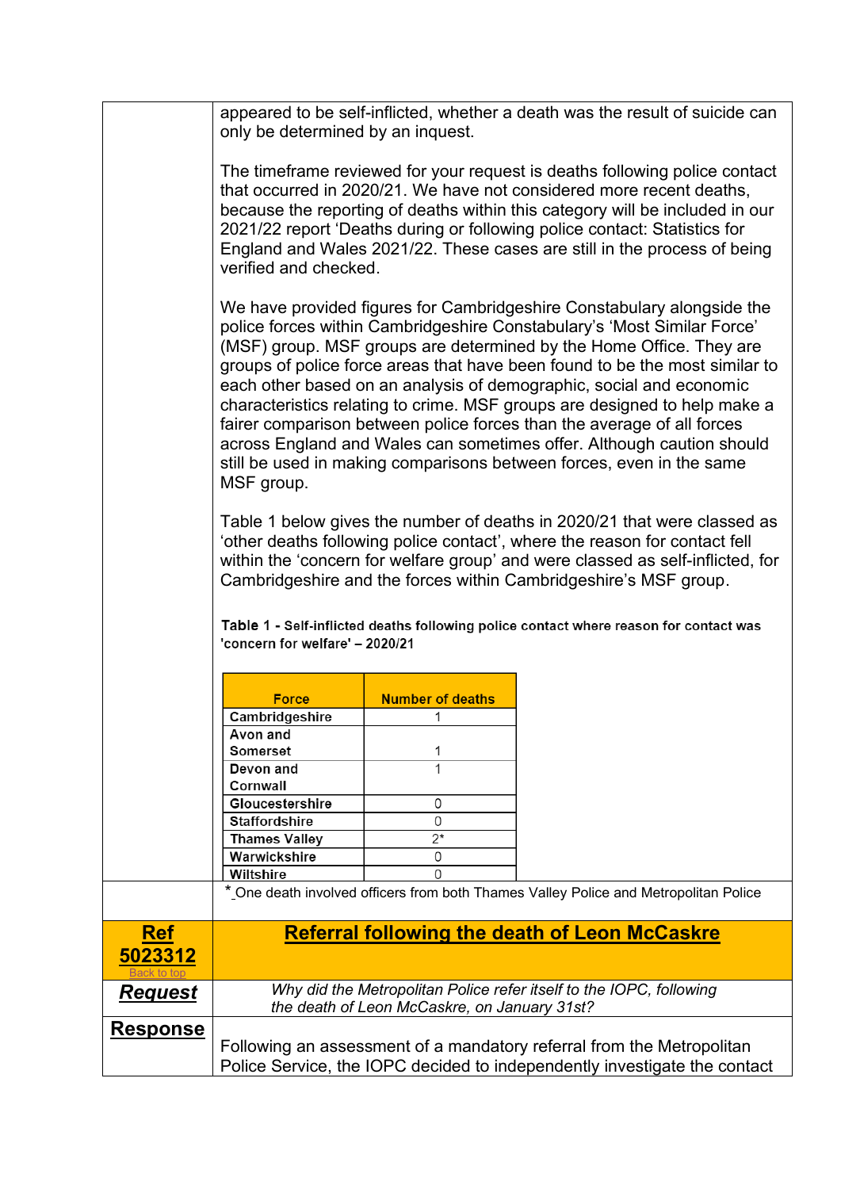appeared to be self-inflicted, whether a death was the result of suicide can only be determined by an inquest.

The timeframe reviewed for your request is deaths following police contact that occurred in 2020/21. We have not considered more recent deaths, because the reporting of deaths within this category will be included in our 2021/22 report 'Deaths during or following police contact: Statistics for England and Wales 2021/22. These cases are still in the process of being verified and checked.

We have provided figures for Cambridgeshire Constabulary alongside the police forces within Cambridgeshire Constabulary's 'Most Similar Force' (MSF) group. MSF groups are determined by the Home Office. They are groups of police force areas that have been found to be the most similar to each other based on an analysis of demographic, social and economic characteristics relating to crime. MSF groups are designed to help make a fairer comparison between police forces than the average of all forces across England and Wales can sometimes offer. Although caution should still be used in making comparisons between forces, even in the same MSF group.

Table 1 below gives the number of deaths in 2020/21 that were classed as 'other deaths following police contact', where the reason for contact fell within the 'concern for welfare group' and were classed as self-inflicted, for Cambridgeshire and the forces within Cambridgeshire's MSF group.

**Table 1 - Self-inflicted deaths following police contact where reason for contact was 'concern for welfare' – 2020/21**

| Force | Number of deaths |
| --- | --- |
| Cambridgeshire | 1 |
| Avon and Somerset | 1 |
| Devon and Cornwall | 1 |
| Gloucestershire | 0 |
| Staffordshire | 0 |
| Thames Valley | 2* |
| Warwickshire | 0 |
| Wiltshire | 0 |

\* One death involved officers from both Thames Valley Police and Metropolitan Police

## Ref 5023312

Back to top

## Referral following the death of Leon McCaskre

**Request**

*Why did the Metropolitan Police refer itself to the IOPC, following the death of Leon McCaskre, on January 31st?*

**Response**

Following an assessment of a mandatory referral from the Metropolitan Police Service, the IOPC decided to independently investigate the contact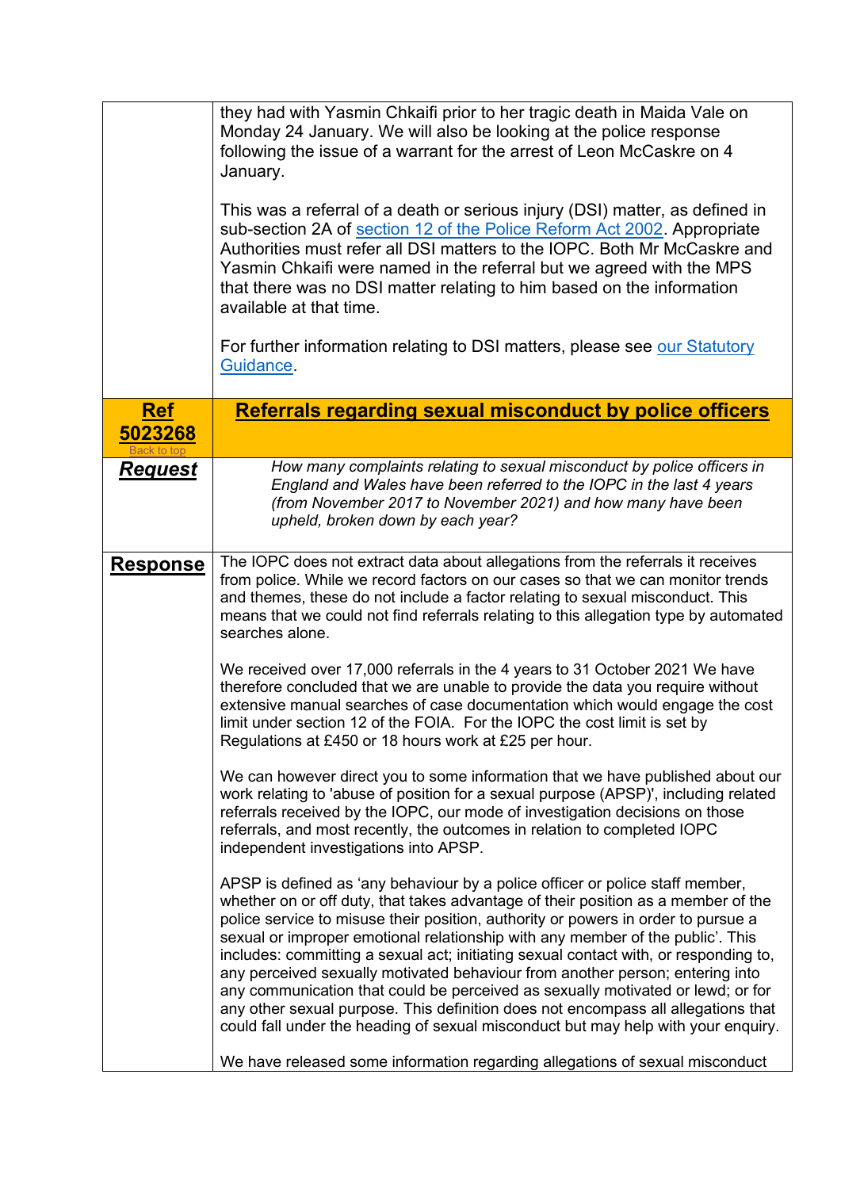| | |
|---|---|
| | they had with Yasmin Chkaifi prior to her tragic death in Maida Vale on Monday 24 January. We will also be looking at the police response following the issue of a warrant for the arrest of Leon McCaskre on 4 January.<br><br>This was a referral of a death or serious injury (DSI) matter, as defined in sub-section 2A of section 12 of the Police Reform Act 2002. Appropriate Authorities must refer all DSI matters to the IOPC. Both Mr McCaskre and Yasmin Chkaifi were named in the referral but we agreed with the MPS that there was no DSI matter relating to him based on the information available at that time.<br><br>For further information relating to DSI matters, please see our Statutory Guidance. |
| **Ref 5023268**<br>Back to top | **Referrals regarding sexual misconduct by police officers** |
| ***Request*** | *How many complaints relating to sexual misconduct by police officers in England and Wales have been referred to the IOPC in the last 4 years (from November 2017 to November 2021) and how many have been upheld, broken down by each year?* |
| **Response** | The IOPC does not extract data about allegations from the referrals it receives from police. While we record factors on our cases so that we can monitor trends and themes, these do not include a factor relating to sexual misconduct. This means that we could not find referrals relating to this allegation type by automated searches alone.<br><br>We received over 17,000 referrals in the 4 years to 31 October 2021 We have therefore concluded that we are unable to provide the data you require without extensive manual searches of case documentation which would engage the cost limit under section 12 of the FOIA. For the IOPC the cost limit is set by Regulations at £450 or 18 hours work at £25 per hour.<br><br>We can however direct you to some information that we have published about our work relating to 'abuse of position for a sexual purpose (APSP)', including related referrals received by the IOPC, our mode of investigation decisions on those referrals, and most recently, the outcomes in relation to completed IOPC independent investigations into APSP.<br><br>APSP is defined as 'any behaviour by a police officer or police staff member, whether on or off duty, that takes advantage of their position as a member of the police service to misuse their position, authority or powers in order to pursue a sexual or improper emotional relationship with any member of the public'. This includes: committing a sexual act; initiating sexual contact with, or responding to, any perceived sexually motivated behaviour from another person; entering into any communication that could be perceived as sexually motivated or lewd; or for any other sexual purpose. This definition does not encompass all allegations that could fall under the heading of sexual misconduct but may help with your enquiry.<br><br>We have released some information regarding allegations of sexual misconduct |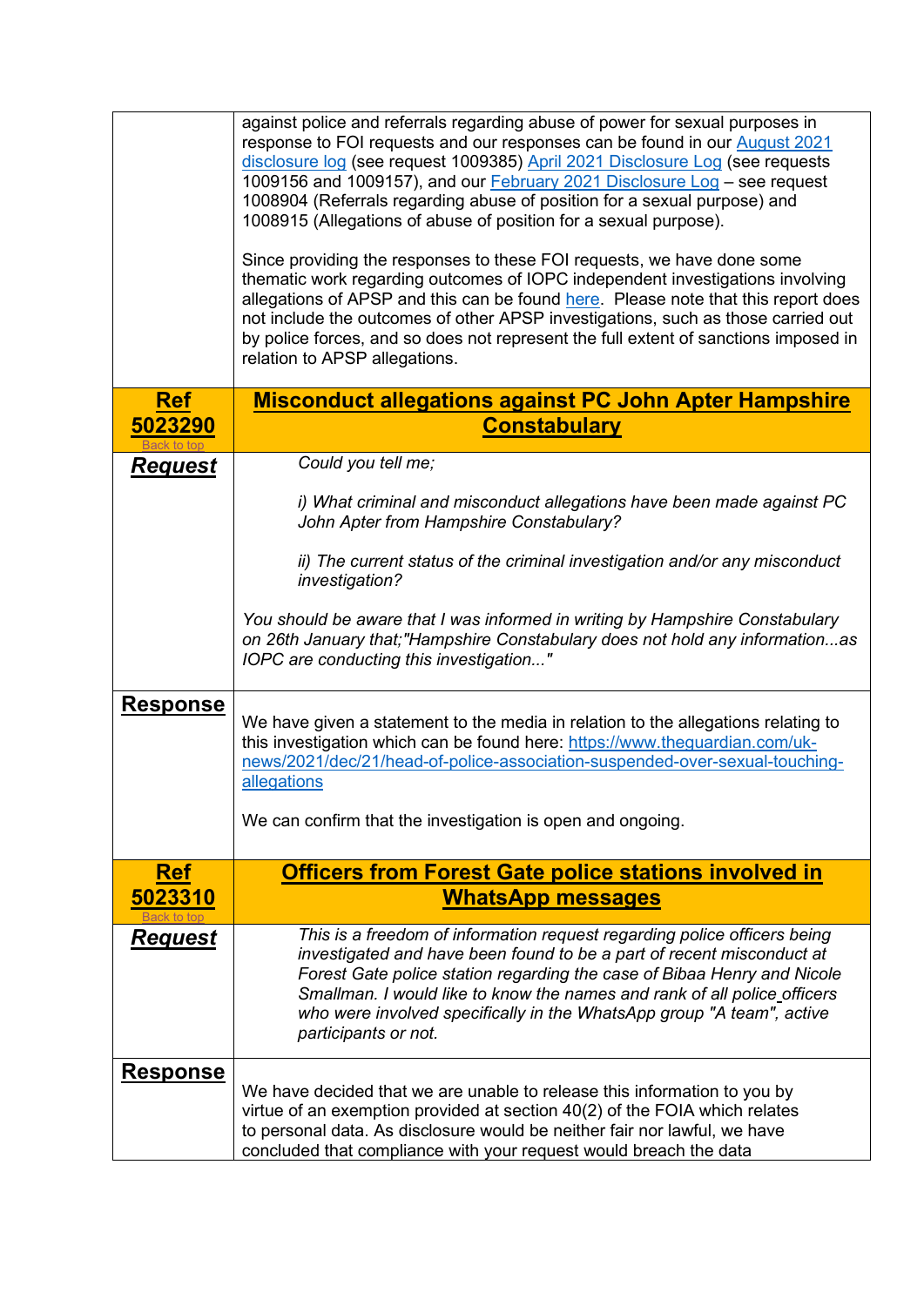|  |  |
|---|---|
|  | against police and referrals regarding abuse of power for sexual purposes in response to FOI requests and our responses can be found in our August 2021 disclosure log (see request 1009385) April 2021 Disclosure Log (see requests 1009156 and 1009157), and our February 2021 Disclosure Log – see request 1008904 (Referrals regarding abuse of position for a sexual purpose) and 1008915 (Allegations of abuse of position for a sexual purpose).<br><br>Since providing the responses to these FOI requests, we have done some thematic work regarding outcomes of IOPC independent investigations involving allegations of APSP and this can be found here. Please note that this report does not include the outcomes of other APSP investigations, such as those carried out by police forces, and so does not represent the full extent of sanctions imposed in relation to APSP allegations. |
| **Ref 5023290** Back to top | **Misconduct allegations against PC John Apter Hampshire Constabulary** |
| ***Request*** | *Could you tell me;*<br><br>*i) What criminal and misconduct allegations have been made against PC John Apter from Hampshire Constabulary?*<br><br>*ii) The current status of the criminal investigation and/or any misconduct investigation?*<br><br>*You should be aware that I was informed in writing by Hampshire Constabulary on 26th January that;"Hampshire Constabulary does not hold any information...as IOPC are conducting this investigation..."* |
| **Response** | We have given a statement to the media in relation to the allegations relating to this investigation which can be found here: https://www.theguardian.com/uk-news/2021/dec/21/head-of-police-association-suspended-over-sexual-touching-allegations<br><br>We can confirm that the investigation is open and ongoing. |
| **Ref 5023310** Back to top | **Officers from Forest Gate police stations involved in WhatsApp messages** |
| ***Request*** | *This is a freedom of information request regarding police officers being investigated and have been found to be a part of recent misconduct at Forest Gate police station regarding the case of Bibaa Henry and Nicole Smallman. I would like to know the names and rank of all police officers who were involved specifically in the WhatsApp group "A team", active participants or not.* |
| **Response** | We have decided that we are unable to release this information to you by virtue of an exemption provided at section 40(2) of the FOIA which relates to personal data. As disclosure would be neither fair nor lawful, we have concluded that compliance with your request would breach the data |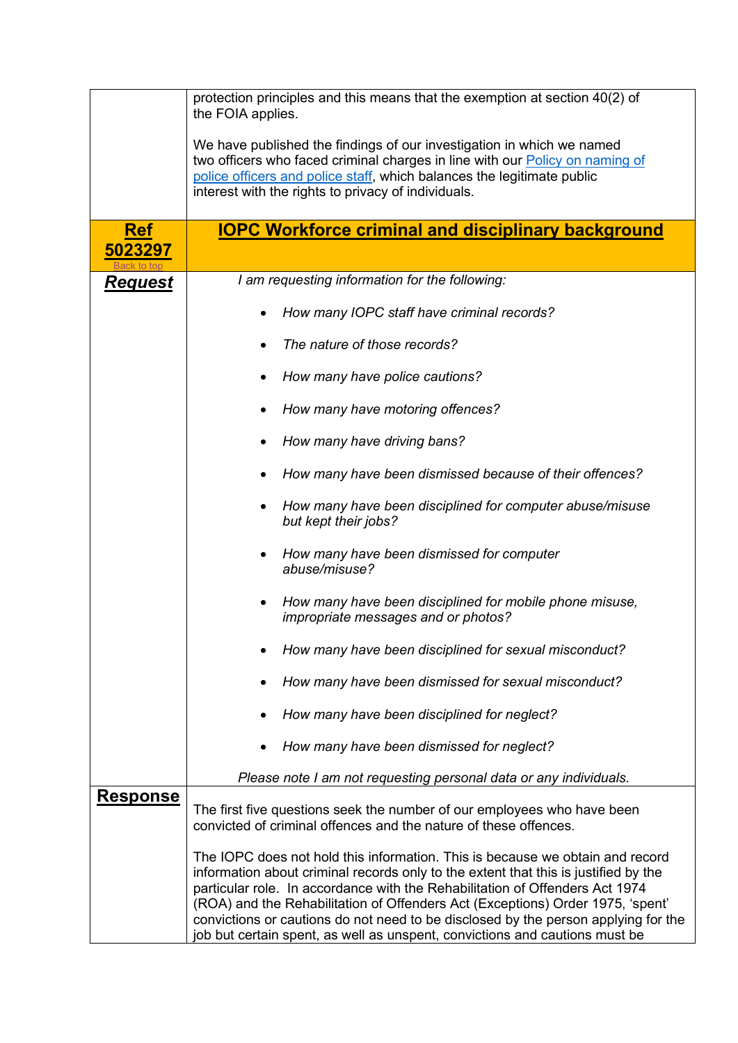| | |
|---|---|
| | protection principles and this means that the exemption at section 40(2) of the FOIA applies.<br><br>We have published the findings of our investigation in which we named two officers who faced criminal charges in line with our [Policy on naming of police officers and police staff](), which balances the legitimate public interest with the rights to privacy of individuals. |
| **Ref 5023297**<br>Back to top | **IOPC Workforce criminal and disciplinary background** |
| ***Request*** | *I am requesting information for the following:*<br><br>• *How many IOPC staff have criminal records?*<br>• *The nature of those records?*<br>• *How many have police cautions?*<br>• *How many have motoring offences?*<br>• *How many have driving bans?*<br>• *How many have been dismissed because of their offences?*<br>• *How many have been disciplined for computer abuse/misuse but kept their jobs?*<br>• *How many have been dismissed for computer abuse/misuse?*<br>• *How many have been disciplined for mobile phone misuse, impropriate messages and or photos?*<br>• *How many have been disciplined for sexual misconduct?*<br>• *How many have been dismissed for sexual misconduct?*<br>• *How many have been disciplined for neglect?*<br>• *How many have been dismissed for neglect?*<br><br>*Please note I am not requesting personal data or any individuals.* |
| **Response** | The first five questions seek the number of our employees who have been convicted of criminal offences and the nature of these offences.<br><br>The IOPC does not hold this information. This is because we obtain and record information about criminal records only to the extent that this is justified by the particular role. In accordance with the Rehabilitation of Offenders Act 1974 (ROA) and the Rehabilitation of Offenders Act (Exceptions) Order 1975, 'spent' convictions or cautions do not need to be disclosed by the person applying for the job but certain spent, as well as unspent, convictions and cautions must be |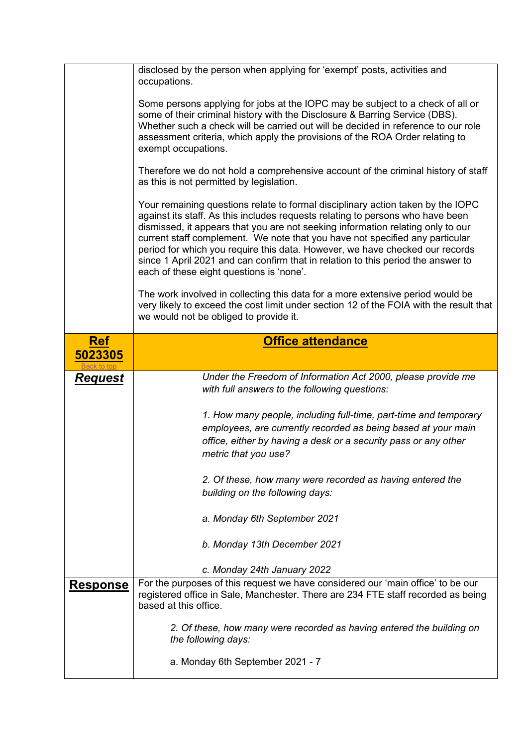| | |
|---|---|
| | disclosed by the person when applying for 'exempt' posts, activities and occupations.<br><br>Some persons applying for jobs at the IOPC may be subject to a check of all or some of their criminal history with the Disclosure & Barring Service (DBS). Whether such a check will be carried out will be decided in reference to our role assessment criteria, which apply the provisions of the ROA Order relating to exempt occupations.<br><br>Therefore we do not hold a comprehensive account of the criminal history of staff as this is not permitted by legislation.<br><br>Your remaining questions relate to formal disciplinary action taken by the IOPC against its staff. As this includes requests relating to persons who have been dismissed, it appears that you are not seeking information relating only to our current staff complement. We note that you have not specified any particular period for which you require this data. However, we have checked our records since 1 April 2021 and can confirm that in relation to this period the answer to each of these eight questions is 'none'.<br><br>The work involved in collecting this data for a more extensive period would be very likely to exceed the cost limit under section 12 of the FOIA with the result that we would not be obliged to provide it. |
| **Ref 5023305**<br>Back to top | **Office attendance** |
| ***Request*** | *Under the Freedom of Information Act 2000, please provide me with full answers to the following questions:*<br><br>*1. How many people, including full-time, part-time and temporary employees, are currently recorded as being based at your main office, either by having a desk or a security pass or any other metric that you use?*<br><br>*2. Of these, how many were recorded as having entered the building on the following days:*<br><br>*a. Monday 6th September 2021*<br><br>*b. Monday 13th December 2021*<br><br>*c. Monday 24th January 2022* |
| **Response** | For the purposes of this request we have considered our 'main office' to be our registered office in Sale, Manchester. There are 234 FTE staff recorded as being based at this office.<br><br>*2. Of these, how many were recorded as having entered the building on the following days:*<br><br>a. Monday 6th September 2021 - 7 |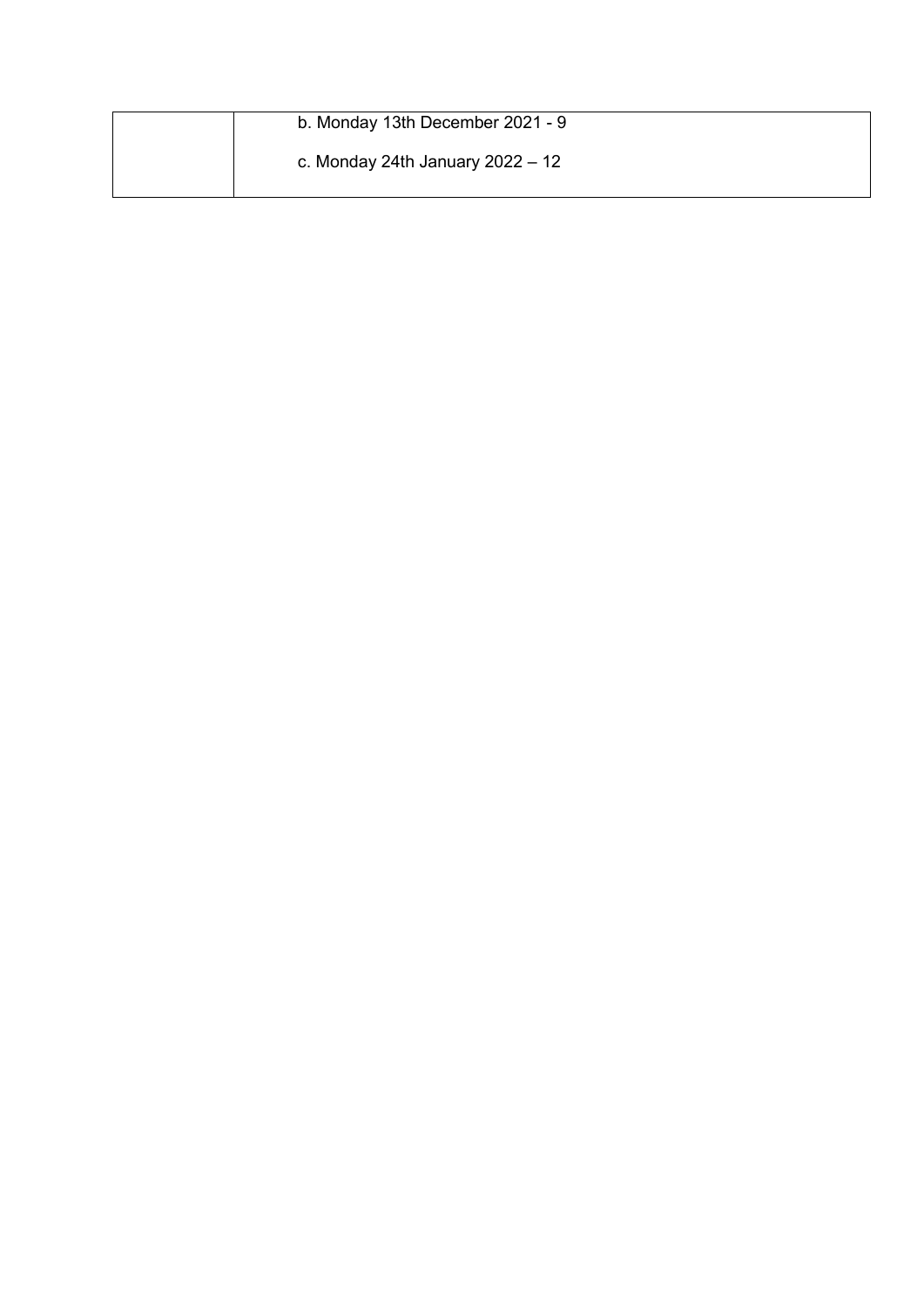| | |
|---|---|
| | b. Monday 13th December 2021 - 9<br><br>c. Monday 24th January 2022 – 12 |